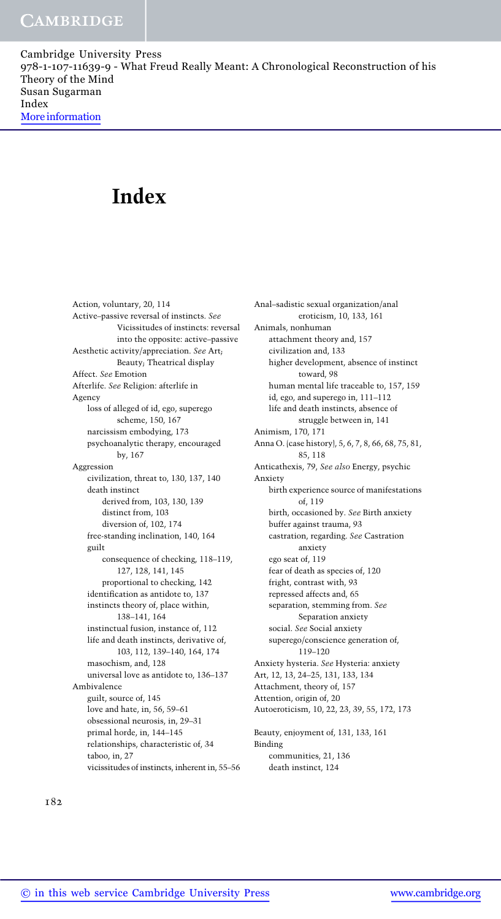# Index

Action, voluntary, 20, 114
Active–passive reversal of instincts. *See* Vicissitudes of instincts: reversal into the opposite: active–passive
Aesthetic activity/appreciation. *See* Art; Beauty; Theatrical display
Affect. *See* Emotion
Afterlife. *See* Religion: afterlife in
Agency
- loss of alleged of id, ego, superego scheme, 150, 167
- narcissism embodying, 173
- psychoanalytic therapy, encouraged by, 167

Aggression
- civilization, threat to, 130, 137, 140
- death instinct
  - derived from, 103, 130, 139
  - distinct from, 103
  - diversion of, 102, 174
- free-standing inclination, 140, 164
- guilt
  - consequence of checking, 118–119, 127, 128, 141, 145
  - proportional to checking, 142
- identification as antidote to, 137
- instincts theory of, place within, 138–141, 164
- instinctual fusion, instance of, 112
- life and death instincts, derivative of, 103, 112, 139–140, 164, 174
- masochism, and, 128
- universal love as antidote to, 136–137

Ambivalence
- guilt, source of, 145
- love and hate, in, 56, 59–61
- obsessional neurosis, in, 29–31
- primal horde, in, 144–145
- relationships, characteristic of, 34
- taboo, in, 27
- vicissitudes of instincts, inherent in, 55–56

Anal–sadistic sexual organization/anal eroticism, 10, 133, 161
Animals, nonhuman
- attachment theory and, 157
- civilization and, 133
- higher development, absence of instinct toward, 98
- human mental life traceable to, 157, 159
- id, ego, and superego in, 111–112
- life and death instincts, absence of struggle between in, 141

Animism, 170, 171
Anna O. (case history), 5, 6, 7, 8, 66, 68, 75, 81, 85, 118
Anticathexis, 79, *See also* Energy, psychic
Anxiety
- birth experience source of manifestations of, 119
- birth, occasioned by. *See* Birth anxiety
- buffer against trauma, 93
- castration, regarding. *See* Castration anxiety
- ego seat of, 119
- fear of death as species of, 120
- fright, contrast with, 93
- repressed affects and, 65
- separation, stemming from. *See* Separation anxiety
- social. *See* Social anxiety
- superego/conscience generation of, 119–120

Anxiety hysteria. *See* Hysteria: anxiety
Art, 12, 13, 24–25, 131, 133, 134
Attachment, theory of, 157
Attention, origin of, 20
Autoeroticism, 10, 22, 23, 39, 55, 172, 173

Beauty, enjoyment of, 131, 133, 161
Binding
- communities, 21, 136
- death instinct, 124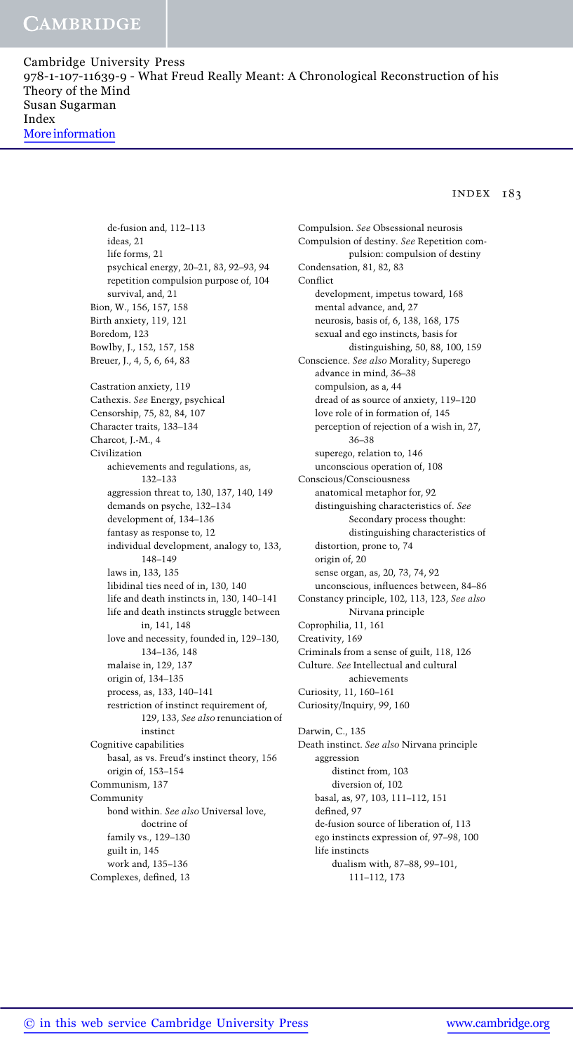de-fusion and, 112–113
    ideas, 21
    life forms, 21
    psychical energy, 20–21, 83, 92–93, 94
    repetition compulsion purpose of, 104
    survival, and, 21
Bion, W., 156, 157, 158
Birth anxiety, 119, 121
Boredom, 123
Bowlby, J., 152, 157, 158
Breuer, J., 4, 5, 6, 64, 83

Castration anxiety, 119
Cathexis. *See* Energy, psychical
Censorship, 75, 82, 84, 107
Character traits, 133–134
Charcot, J.-M., 4
Civilization
    achievements and regulations, as, 132–133
    aggression threat to, 130, 137, 140, 149
    demands on psyche, 132–134
    development of, 134–136
    fantasy as response to, 12
    individual development, analogy to, 133, 148–149
    laws in, 133, 135
    libidinal ties need of in, 130, 140
    life and death instincts in, 130, 140–141
    life and death instincts struggle between in, 141, 148
    love and necessity, founded in, 129–130, 134–136, 148
    malaise in, 129, 137
    origin of, 134–135
    process, as, 133, 140–141
    restriction of instinct requirement of, 129, 133, *See also* renunciation of instinct
Cognitive capabilities
    basal, as vs. Freud's instinct theory, 156
    origin of, 153–154
Communism, 137
Community
    bond within. *See also* Universal love, doctrine of
    family vs., 129–130
    guilt in, 145
    work and, 135–136
Complexes, defined, 13

Compulsion. *See* Obsessional neurosis
Compulsion of destiny. *See* Repetition compulsion: compulsion of destiny
Condensation, 81, 82, 83
Conflict
    development, impetus toward, 168
    mental advance, and, 27
    neurosis, basis of, 6, 138, 168, 175
    sexual and ego instincts, basis for distinguishing, 50, 88, 100, 159
Conscience. *See also* Morality; Superego
    advance in mind, 36–38
    compulsion, as a, 44
    dread of as source of anxiety, 119–120
    love role of in formation of, 145
    perception of rejection of a wish in, 27, 36–38
    superego, relation to, 146
    unconscious operation of, 108
Conscious/Consciousness
    anatomical metaphor for, 92
    distinguishing characteristics of. *See* Secondary process thought: distinguishing characteristics of
    distortion, prone to, 74
    origin of, 20
    sense organ, as, 20, 73, 74, 92
    unconscious, influences between, 84–86
Constancy principle, 102, 113, 123, *See also* Nirvana principle
Coprophilia, 11, 161
Creativity, 169
Criminals from a sense of guilt, 118, 126
Culture. *See* Intellectual and cultural achievements
Curiosity, 11, 160–161
Curiosity/Inquiry, 99, 160

Darwin, C., 135
Death instinct. *See also* Nirvana principle
    aggression
        distinct from, 103
        diversion of, 102
    basal, as, 97, 103, 111–112, 151
    defined, 97
    de-fusion source of liberation of, 113
    ego instincts expression of, 97–98, 100
    life instincts
        dualism with, 87–88, 99–101, 111–112, 173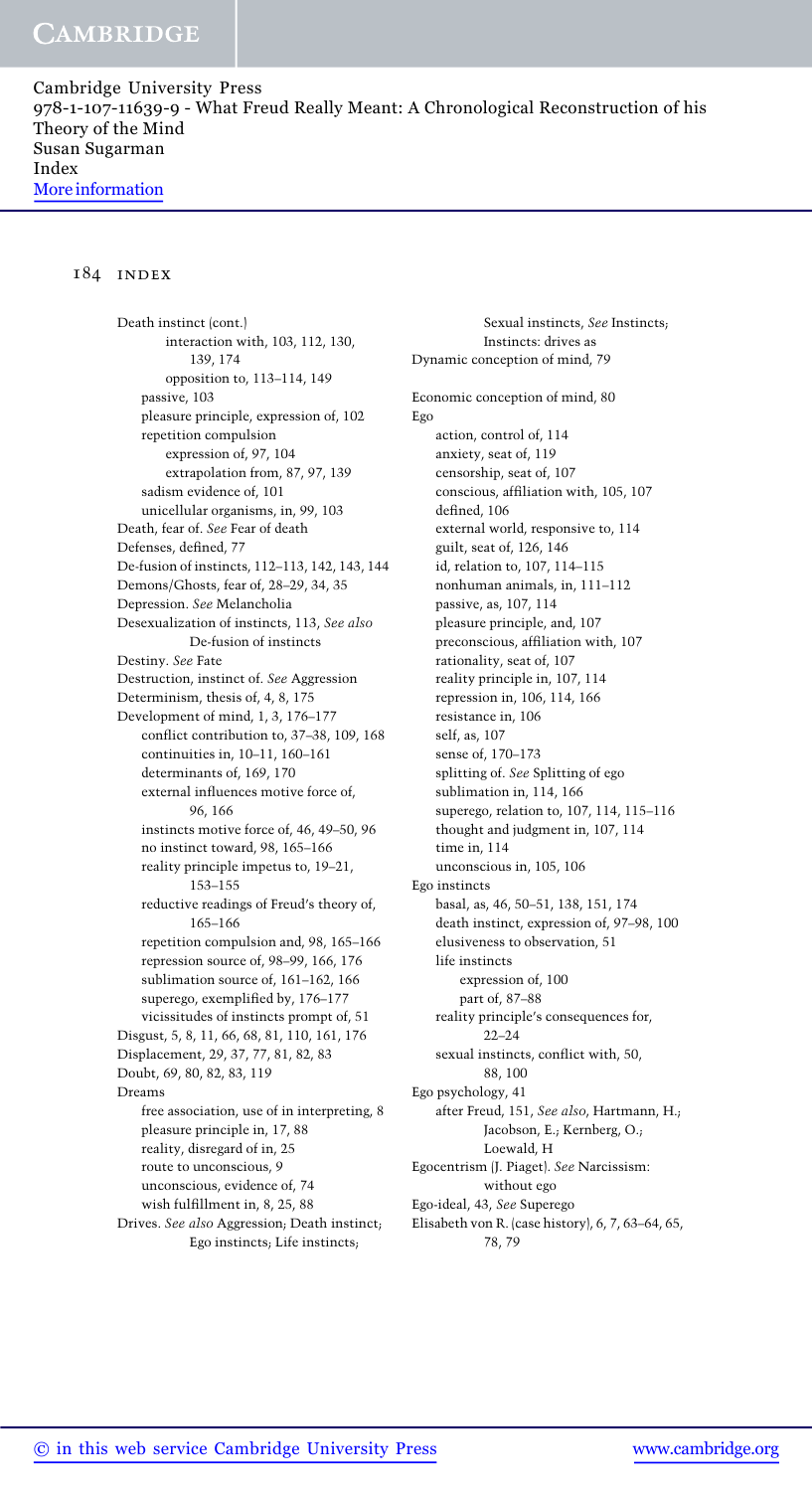Death instinct (cont.)
- interaction with, 103, 112, 130, 139, 174
- opposition to, 113–114, 149
- passive, 103
- pleasure principle, expression of, 102
- repetition compulsion
  - expression of, 97, 104
  - extrapolation from, 87, 97, 139
- sadism evidence of, 101
- unicellular organisms, in, 99, 103

Death, fear of. *See* Fear of death

Defenses, defined, 77

De-fusion of instincts, 112–113, 142, 143, 144

Demons/Ghosts, fear of, 28–29, 34, 35

Depression. *See* Melancholia

Desexualization of instincts, 113, *See also* De-fusion of instincts

Destiny. *See* Fate

Destruction, instinct of. *See* Aggression

Determinism, thesis of, 4, 8, 175

Development of mind, 1, 3, 176–177
- conflict contribution to, 37–38, 109, 168
- continuities in, 10–11, 160–161
- determinants of, 169, 170
- external influences motive force of, 96, 166
- instincts motive force of, 46, 49–50, 96
- no instinct toward, 98, 165–166
- reality principle impetus to, 19–21, 153–155
- reductive readings of Freud's theory of, 165–166
- repetition compulsion and, 98, 165–166
- repression source of, 98–99, 166, 176
- sublimation source of, 161–162, 166
- superego, exemplified by, 176–177
- vicissitudes of instincts prompt of, 51

Disgust, 5, 8, 11, 66, 68, 81, 110, 161, 176

Displacement, 29, 37, 77, 81, 82, 83

Doubt, 69, 80, 82, 83, 119

Dreams
- free association, use of in interpreting, 8
- pleasure principle in, 17, 88
- reality, disregard of in, 25
- route to unconscious, 9
- unconscious, evidence of, 74
- wish fulfillment in, 8, 25, 88

Drives. *See also* Aggression; Death instinct; Ego instincts; Life instincts; Sexual instincts, *See* Instincts; Instincts: drives as

Dynamic conception of mind, 79

Economic conception of mind, 80

Ego
- action, control of, 114
- anxiety, seat of, 119
- censorship, seat of, 107
- conscious, affiliation with, 105, 107
- defined, 106
- external world, responsive to, 114
- guilt, seat of, 126, 146
- id, relation to, 107, 114–115
- nonhuman animals, in, 111–112
- passive, as, 107, 114
- pleasure principle, and, 107
- preconscious, affiliation with, 107
- rationality, seat of, 107
- reality principle in, 107, 114
- repression in, 106, 114, 166
- resistance in, 106
- self, as, 107
- sense of, 170–173
- splitting of. *See* Splitting of ego
- sublimation in, 114, 166
- superego, relation to, 107, 114, 115–116
- thought and judgment in, 107, 114
- time in, 114
- unconscious in, 105, 106

Ego instincts
- basal, as, 46, 50–51, 138, 151, 174
- death instinct, expression of, 97–98, 100
- elusiveness to observation, 51
- life instincts
  - expression of, 100
  - part of, 87–88
- reality principle's consequences for, 22–24
- sexual instincts, conflict with, 50, 88, 100

Ego psychology, 41
- after Freud, 151, *See also*, Hartmann, H.; Jacobson, E.; Kernberg, O.; Loewald, H

Egocentrism (J. Piaget). *See* Narcissism: without ego

Ego-ideal, 43, *See* Superego

Elisabeth von R. (case history), 6, 7, 63–64, 65, 78, 79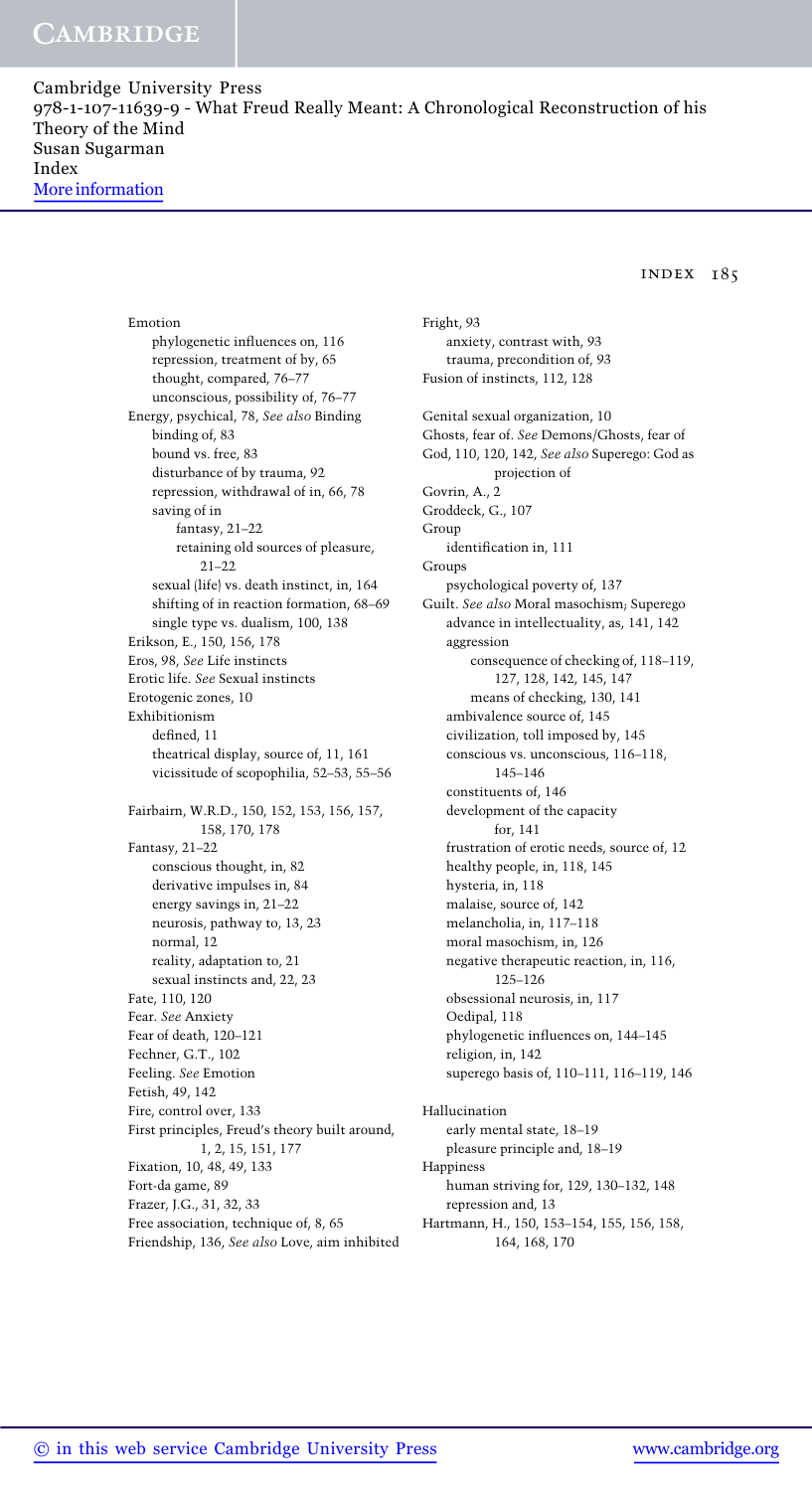Emotion
- phylogenetic influences on, 116
- repression, treatment of by, 65
- thought, compared, 76–77
- unconscious, possibility of, 76–77

Energy, psychical, 78, *See also* Binding
- binding of, 83
- bound vs. free, 83
- disturbance of by trauma, 92
- repression, withdrawal of in, 66, 78
- saving of in
  - fantasy, 21–22
  - retaining old sources of pleasure, 21–22
- sexual (life) vs. death instinct, in, 164
- shifting of in reaction formation, 68–69
- single type vs. dualism, 100, 138

Erikson, E., 150, 156, 178

Eros, 98, *See* Life instincts

Erotic life. *See* Sexual instincts

Erotogenic zones, 10

Exhibitionism
- defined, 11
- theatrical display, source of, 11, 161
- vicissitude of scopophilia, 52–53, 55–56

Fairbairn, W.R.D., 150, 152, 153, 156, 157, 158, 170, 178

Fantasy, 21–22
- conscious thought, in, 82
- derivative impulses in, 84
- energy savings in, 21–22
- neurosis, pathway to, 13, 23
- normal, 12
- reality, adaptation to, 21
- sexual instincts and, 22, 23

Fate, 110, 120

Fear. *See* Anxiety

Fear of death, 120–121

Fechner, G.T., 102

Feeling. *See* Emotion

Fetish, 49, 142

Fire, control over, 133

First principles, Freud's theory built around, 1, 2, 15, 151, 177

Fixation, 10, 48, 49, 133

Fort-da game, 89

Frazer, J.G., 31, 32, 33

Free association, technique of, 8, 65

Friendship, 136, *See also* Love, aim inhibited

Fright, 93
- anxiety, contrast with, 93
- trauma, precondition of, 93

Fusion of instincts, 112, 128

Genital sexual organization, 10

Ghosts, fear of. *See* Demons/Ghosts, fear of

God, 110, 120, 142, *See also* Superego: God as projection of

Govrin, A., 2

Groddeck, G., 107

Group
- identification in, 111

Groups
- psychological poverty of, 137

Guilt. *See also* Moral masochism; Superego
- advance in intellectuality, as, 141, 142
- aggression
  - consequence of checking of, 118–119, 127, 128, 142, 145, 147
  - means of checking, 130, 141
- ambivalence source of, 145
- civilization, toll imposed by, 145
- conscious vs. unconscious, 116–118, 145–146
- constituents of, 146
- development of the capacity for, 141
- frustration of erotic needs, source of, 12
- healthy people, in, 118, 145
- hysteria, in, 118
- malaise, source of, 142
- melancholia, in, 117–118
- moral masochism, in, 126
- negative therapeutic reaction, in, 116, 125–126
- obsessional neurosis, in, 117
- Oedipal, 118
- phylogenetic influences on, 144–145
- religion, in, 142
- superego basis of, 110–111, 116–119, 146

Hallucination
- early mental state, 18–19
- pleasure principle and, 18–19

Happiness
- human striving for, 129, 130–132, 148
- repression and, 13

Hartmann, H., 150, 153–154, 155, 156, 158, 164, 168, 170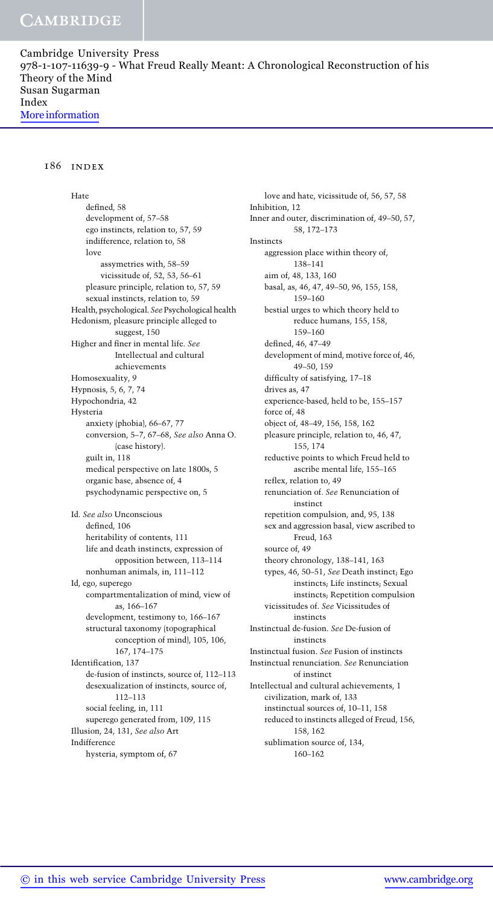Hate
- defined, 58
- development of, 57–58
- ego instincts, relation to, 57, 59
- indifference, relation to, 58
- love
  - assymetries with, 58–59
  - vicissitude of, 52, 53, 56–61
- pleasure principle, relation to, 57, 59
- sexual instincts, relation to, 59

Health, psychological. *See* Psychological health

Hedonism, pleasure principle alleged to suggest, 150

Higher and finer in mental life. *See* Intellectual and cultural achievements

Homosexuality, 9

Hypnosis, 5, 6, 7, 74

Hypochondria, 42

Hysteria
- anxiety (phobia), 66–67, 77
- conversion, 5–7, 67–68, *See also* Anna O. (case history).
- guilt in, 118
- medical perspective on late 1800s, 5
- organic base, absence of, 4
- psychodynamic perspective on, 5

Id. *See also* Unconscious
- defined, 106
- heritability of contents, 111
- life and death instincts, expression of opposition between, 113–114
- nonhuman animals, in, 111–112

Id, ego, superego
- compartmentalization of mind, view of as, 166–167
- development, testimony to, 166–167
- structural taxonomy (topographical conception of mind), 105, 106, 167, 174–175

Identification, 137
- de-fusion of instincts, source of, 112–113
- desexualization of instincts, source of, 112–113
- social feeling, in, 111
- superego generated from, 109, 115

Illusion, 24, 131, *See also* Art

Indifference
- hysteria, symptom of, 67
- love and hate, vicissitude of, 56, 57, 58

Inhibition, 12

Inner and outer, discrimination of, 49–50, 57, 58, 172–173

Instincts
- aggression place within theory of, 138–141
- aim of, 48, 133, 160
- basal, as, 46, 47, 49–50, 96, 155, 158, 159–160
- bestial urges to which theory held to reduce humans, 155, 158, 159–160
- defined, 46, 47–49
- development of mind, motive force of, 46, 49–50, 159
- difficulty of satisfying, 17–18
- drives as, 47
- experience-based, held to be, 155–157
- force of, 48
- object of, 48–49, 156, 158, 162
- pleasure principle, relation to, 46, 47, 155, 174
- reductive points to which Freud held to ascribe mental life, 155–165
- reflex, relation to, 49
- renunciation of. *See* Renunciation of instinct
- repetition compulsion, and, 95, 138
- sex and aggression basal, view ascribed to Freud, 163
- source of, 49
- theory chronology, 138–141, 163
- types, 46, 50–51, *See* Death instinct; Ego instincts; Life instincts; Sexual instincts; Repetition compulsion
- vicissitudes of. *See* Vicissitudes of instincts

Instinctual de-fusion. *See* De-fusion of instincts

Instinctual fusion. *See* Fusion of instincts

Instinctual renunciation. *See* Renunciation of instinct

Intellectual and cultural achievements, 1
- civilization, mark of, 133
- instinctual sources of, 10–11, 158
- reduced to instincts alleged of Freud, 156, 158, 162
- sublimation source of, 134, 160–162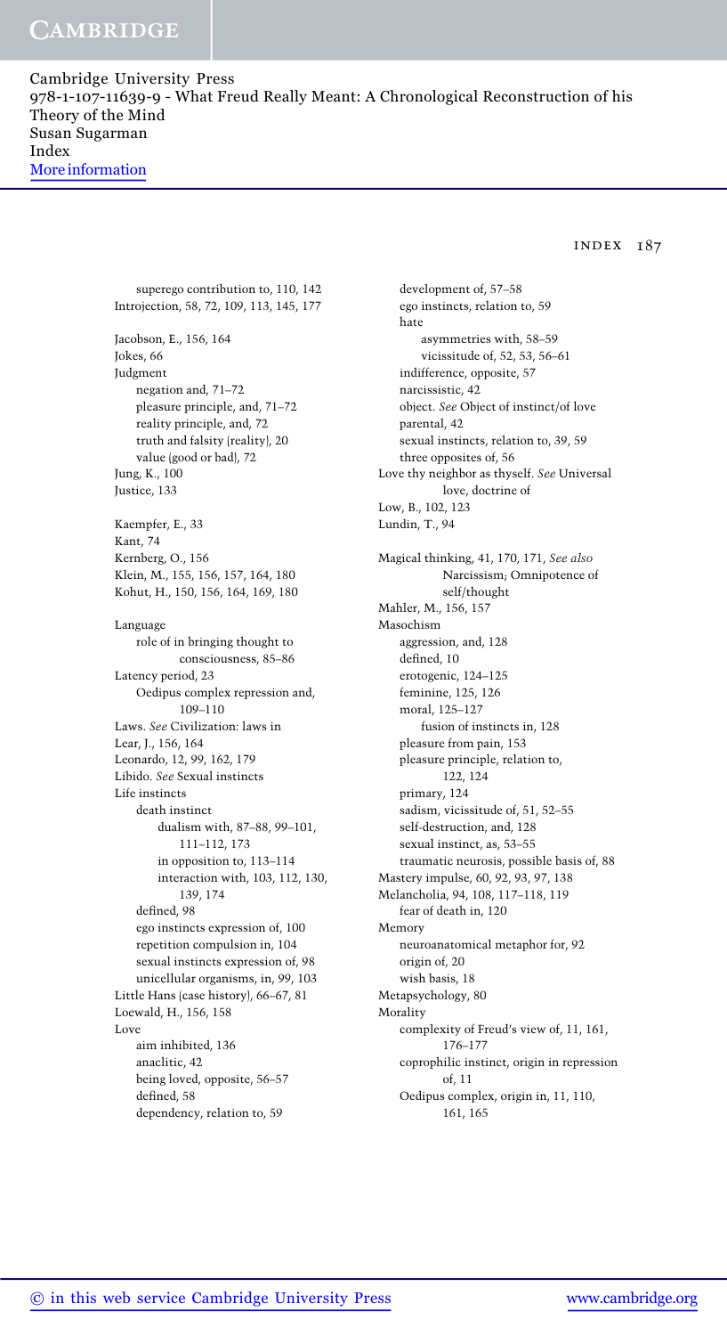superego contribution to, 110, 142
Introjection, 58, 72, 109, 113, 145, 177

Jacobson, E., 156, 164
Jokes, 66
Judgment
  negation and, 71–72
  pleasure principle, and, 71–72
  reality principle, and, 72
  truth and falsity (reality), 20
  value (good or bad), 72
Jung, K., 100
Justice, 133

Kaempfer, E., 33
Kant, 74
Kernberg, O., 156
Klein, M., 155, 156, 157, 164, 180
Kohut, H., 150, 156, 164, 169, 180

Language
  role of in bringing thought to consciousness, 85–86
Latency period, 23
  Oedipus complex repression and, 109–110
Laws. *See* Civilization: laws in
Lear, J., 156, 164
Leonardo, 12, 99, 162, 179
Libido. *See* Sexual instincts
Life instincts
  death instinct
    dualism with, 87–88, 99–101, 111–112, 173
    in opposition to, 113–114
    interaction with, 103, 112, 130, 139, 174
  defined, 98
  ego instincts expression of, 100
  repetition compulsion in, 104
  sexual instincts expression of, 98
  unicellular organisms, in, 99, 103
Little Hans (case history), 66–67, 81
Loewald, H., 156, 158
Love
  aim inhibited, 136
  anaclitic, 42
  being loved, opposite, 56–57
  defined, 58
  dependency, relation to, 59
  development of, 57–58
  ego instincts, relation to, 59
  hate
    asymmetries with, 58–59
    vicissitude of, 52, 53, 56–61
  indifference, opposite, 57
  narcissistic, 42
  object. *See* Object of instinct/of love
  parental, 42
  sexual instincts, relation to, 39, 59
  three opposites of, 56
Love thy neighbor as thyself. *See* Universal love, doctrine of
Low, B., 102, 123
Lundin, T., 94

Magical thinking, 41, 170, 171, *See also* Narcissism; Omnipotence of self/thought
Mahler, M., 156, 157
Masochism
  aggression, and, 128
  defined, 10
  erotogenic, 124–125
  feminine, 125, 126
  moral, 125–127
    fusion of instincts in, 128
  pleasure from pain, 153
  pleasure principle, relation to, 122, 124
  primary, 124
  sadism, vicissitude of, 51, 52–55
  self-destruction, and, 128
  sexual instinct, as, 53–55
  traumatic neurosis, possible basis of, 88
Mastery impulse, 60, 92, 93, 97, 138
Melancholia, 94, 108, 117–118, 119
  fear of death in, 120
Memory
  neuroanatomical metaphor for, 92
  origin of, 20
  wish basis, 18
Metapsychology, 80
Morality
  complexity of Freud's view of, 11, 161, 176–177
  coprophilic instinct, origin in repression of, 11
  Oedipus complex, origin in, 11, 110, 161, 165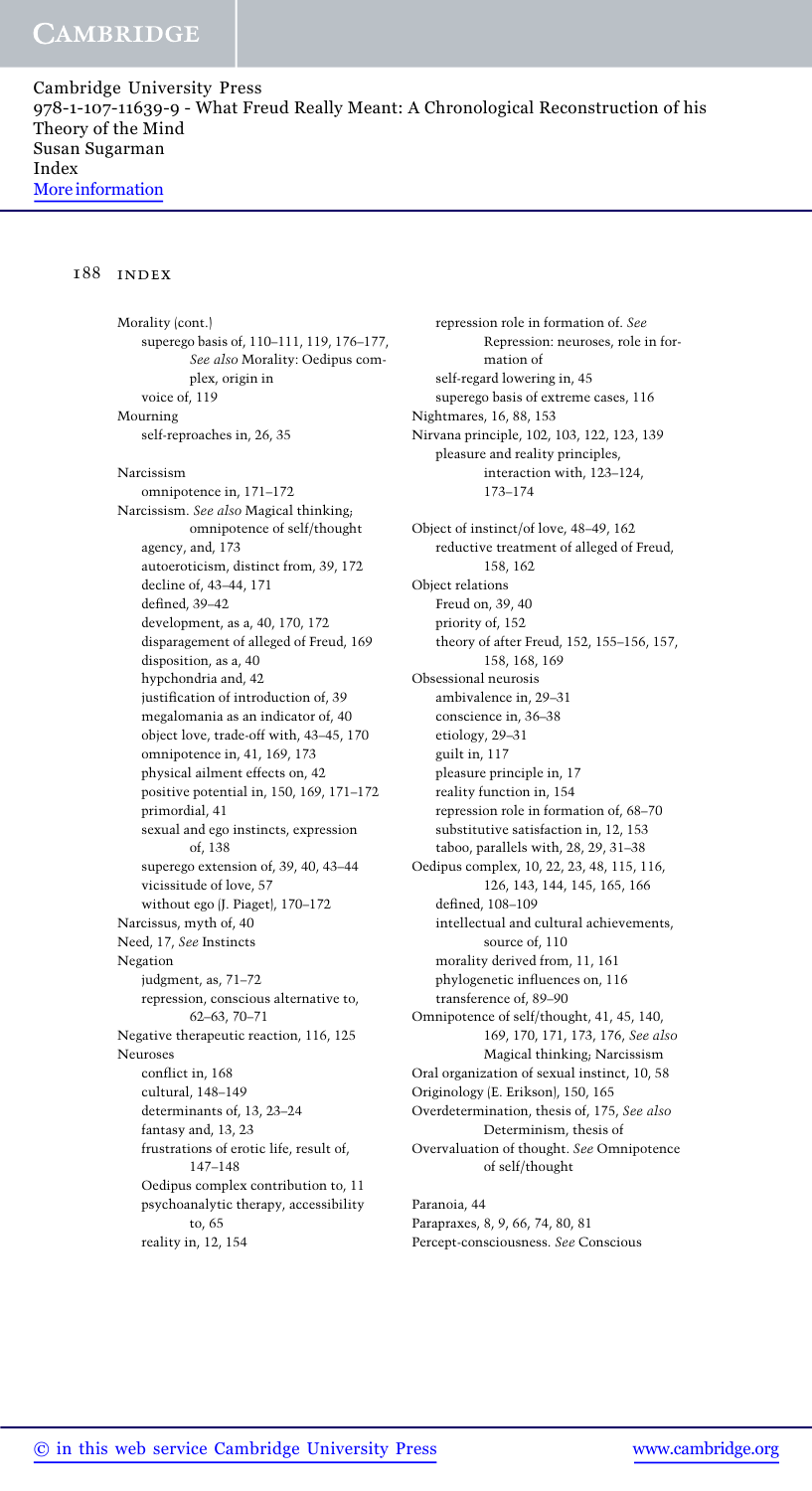Morality (cont.)
- superego basis of, 110–111, 119, 176–177, *See also* Morality: Oedipus complex, origin in
- voice of, 119

Mourning
- self-reproaches in, 26, 35

Narcissism
- omnipotence in, 171–172

Narcissism. *See also* Magical thinking; omnipotence of self/thought
- agency, and, 173
- autoeroticism, distinct from, 39, 172
- decline of, 43–44, 171
- defined, 39–42
- development, as a, 40, 170, 172
- disparagement of alleged of Freud, 169
- disposition, as a, 40
- hypchondria and, 42
- justification of introduction of, 39
- megalomania as an indicator of, 40
- object love, trade-off with, 43–45, 170
- omnipotence in, 41, 169, 173
- physical ailment effects on, 42
- positive potential in, 150, 169, 171–172
- primordial, 41
- sexual and ego instincts, expression of, 138
- superego extension of, 39, 40, 43–44
- vicissitude of love, 57
- without ego (J. Piaget), 170–172

Narcissus, myth of, 40

Need, 17, *See* Instincts

Negation
- judgment, as, 71–72
- repression, conscious alternative to, 62–63, 70–71

Negative therapeutic reaction, 116, 125

Neuroses
- conflict in, 168
- cultural, 148–149
- determinants of, 13, 23–24
- fantasy and, 13, 23
- frustrations of erotic life, result of, 147–148
- Oedipus complex contribution to, 11
- psychoanalytic therapy, accessibility to, 65
- reality in, 12, 154
- repression role in formation of. *See* Repression: neuroses, role in formation of
- self-regard lowering in, 45
- superego basis of extreme cases, 116

Nightmares, 16, 88, 153

Nirvana principle, 102, 103, 122, 123, 139
- pleasure and reality principles, interaction with, 123–124, 173–174

Object of instinct/of love, 48–49, 162
- reductive treatment of alleged of Freud, 158, 162

Object relations
- Freud on, 39, 40
- priority of, 152
- theory of after Freud, 152, 155–156, 157, 158, 168, 169

Obsessional neurosis
- ambivalence in, 29–31
- conscience in, 36–38
- etiology, 29–31
- guilt in, 117
- pleasure principle in, 17
- reality function in, 154
- repression role in formation of, 68–70
- substitutive satisfaction in, 12, 153
- taboo, parallels with, 28, 29, 31–38

Oedipus complex, 10, 22, 23, 48, 115, 116, 126, 143, 144, 145, 165, 166
- defined, 108–109
- intellectual and cultural achievements, source of, 110
- morality derived from, 11, 161
- phylogenetic influences on, 116
- transference of, 89–90

Omnipotence of self/thought, 41, 45, 140, 169, 170, 171, 173, 176, *See also* Magical thinking; Narcissism

Oral organization of sexual instinct, 10, 58

Originology (E. Erikson), 150, 165

Overdetermination, thesis of, 175, *See also* Determinism, thesis of

Overvaluation of thought. *See* Omnipotence of self/thought

Paranoia, 44

Parapraxes, 8, 9, 66, 74, 80, 81

Percept-consciousness. *See* Conscious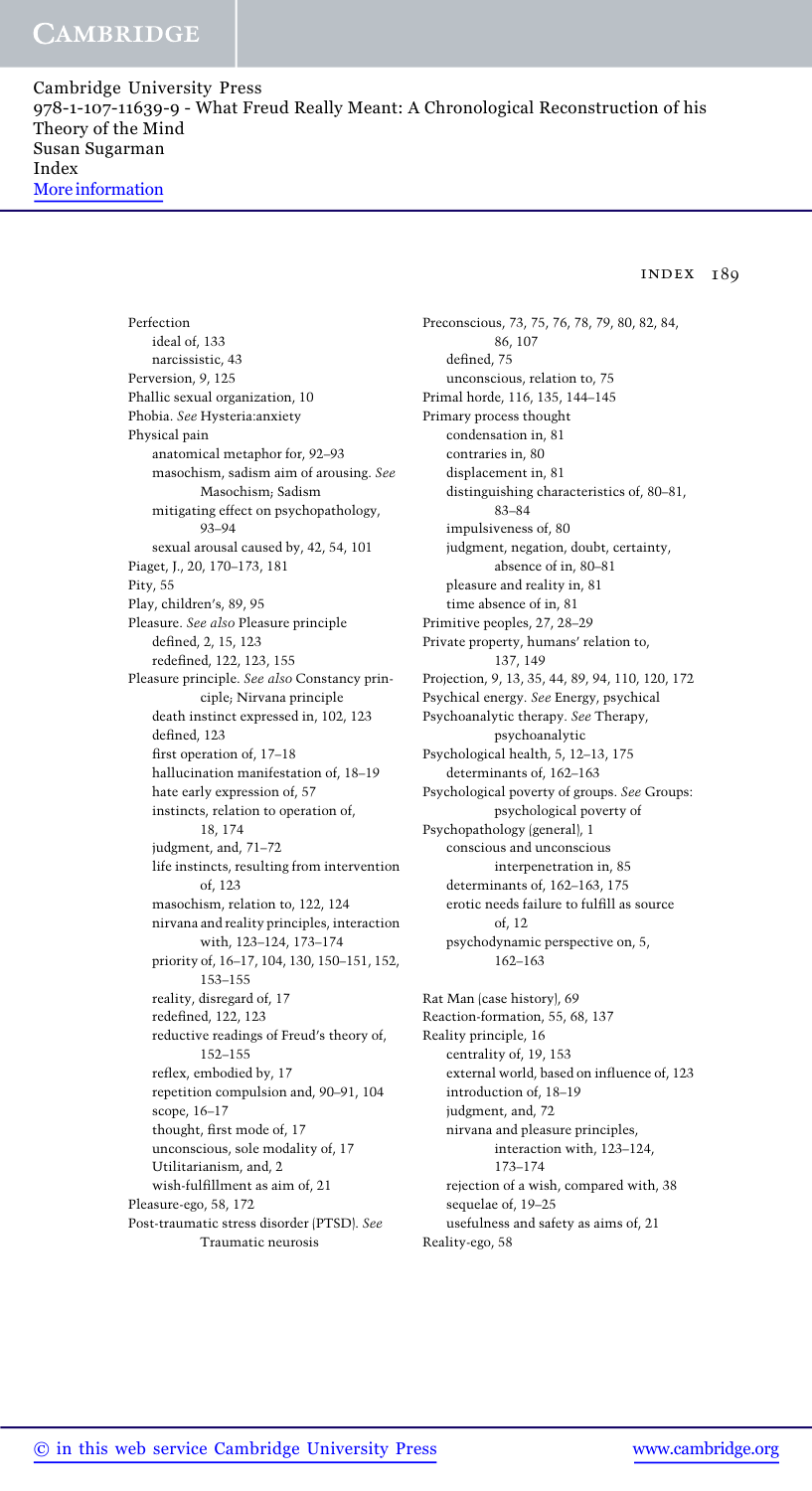Perfection
- ideal of, 133
- narcissistic, 43

Perversion, 9, 125

Phallic sexual organization, 10

Phobia. *See* Hysteria:anxiety

Physical pain
- anatomical metaphor for, 92–93
- masochism, sadism aim of arousing. *See* Masochism; Sadism
- mitigating effect on psychopathology, 93–94
- sexual arousal caused by, 42, 54, 101

Piaget, J., 20, 170–173, 181

Pity, 55

Play, children's, 89, 95

Pleasure. *See also* Pleasure principle
- defined, 2, 15, 123
- redefined, 122, 123, 155

Pleasure principle. *See also* Constancy principle; Nirvana principle
- death instinct expressed in, 102, 123
- defined, 123
- first operation of, 17–18
- hallucination manifestation of, 18–19
- hate early expression of, 57
- instincts, relation to operation of, 18, 174
- judgment, and, 71–72
- life instincts, resulting from intervention of, 123
- masochism, relation to, 122, 124
- nirvana and reality principles, interaction with, 123–124, 173–174
- priority of, 16–17, 104, 130, 150–151, 152, 153–155
- reality, disregard of, 17
- redefined, 122, 123
- reductive readings of Freud's theory of, 152–155
- reflex, embodied by, 17
- repetition compulsion and, 90–91, 104
- scope, 16–17
- thought, first mode of, 17
- unconscious, sole modality of, 17
- Utilitarianism, and, 2
- wish-fulfillment as aim of, 21

Pleasure-ego, 58, 172

Post-traumatic stress disorder (PTSD). *See* Traumatic neurosis

Preconscious, 73, 75, 76, 78, 79, 80, 82, 84, 86, 107
- defined, 75
- unconscious, relation to, 75

Primal horde, 116, 135, 144–145

Primary process thought
- condensation in, 81
- contraries in, 80
- displacement in, 81
- distinguishing characteristics of, 80–81, 83–84
- impulsiveness of, 80
- judgment, negation, doubt, certainty, absence of in, 80–81
- pleasure and reality in, 81
- time absence of in, 81

Primitive peoples, 27, 28–29

Private property, humans' relation to, 137, 149

Projection, 9, 13, 35, 44, 89, 94, 110, 120, 172

Psychical energy. *See* Energy, psychical

Psychoanalytic therapy. *See* Therapy, psychoanalytic

Psychological health, 5, 12–13, 175
- determinants of, 162–163

Psychological poverty of groups. *See* Groups: psychological poverty of

Psychopathology (general), 1
- conscious and unconscious interpenetration in, 85
- determinants of, 162–163, 175
- erotic needs failure to fulfill as source of, 12
- psychodynamic perspective on, 5, 162–163

Rat Man (case history), 69

Reaction-formation, 55, 68, 137

Reality principle, 16
- centrality of, 19, 153
- external world, based on influence of, 123
- introduction of, 18–19
- judgment, and, 72
- nirvana and pleasure principles, interaction with, 123–124, 173–174
- rejection of a wish, compared with, 38
- sequelae of, 19–25
- usefulness and safety as aims of, 21

Reality-ego, 58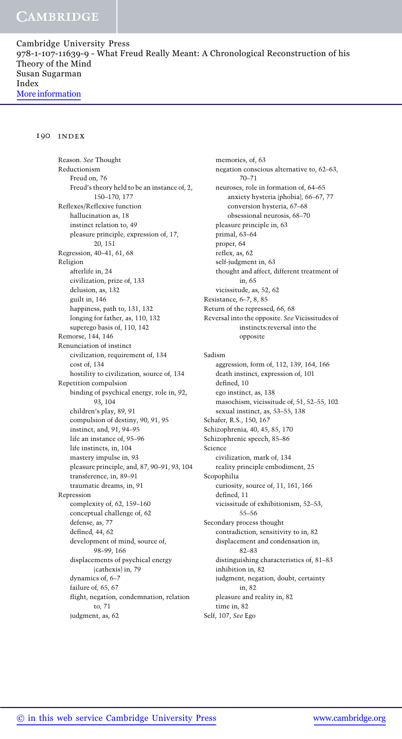Reason. *See* Thought
Reductionism
    Freud on, 76
    Freud's theory held to be an instance of, 2, 150–170, 177
Reflexes/Reflexive function
    hallucination as, 18
    instinct relation to, 49
    pleasure principle, expression of, 17, 20, 151
Regression, 40–41, 61, 68
Religion
    afterlife in, 24
    civilization, prize of, 133
    delusion, as, 132
    guilt in, 146
    happiness, path to, 131, 132
    longing for father, as, 110, 132
    superego basis of, 110, 142
Remorse, 144, 146
Renunciation of instinct
    civilization, requirement of, 134
    cost of, 134
    hostility to civilization, source of, 134
Repetition compulsion
    binding of psychical energy, role in, 92, 93, 104
    children's play, 89, 91
    compulsion of destiny, 90, 91, 95
    instinct, and, 91, 94–95
    life an instance of, 95–96
    life instincts, in, 104
    mastery impulse in, 93
    pleasure principle, and, 87, 90–91, 93, 104
    transference, in, 89–91
    traumatic dreams, in, 91
Repression
    complexity of, 62, 159–160
    conceptual challenge of, 62
    defense, as, 77
    defined, 44, 62
    development of mind, source of, 98–99, 166
    displacements of psychical energy (cathexis) in, 79
    dynamics of, 6–7
    failure of, 65, 67
    flight, negation, condemnation, relation to, 71
    judgment, as, 62
    memories, of, 63
    negation conscious alternative to, 62–63, 70–71
    neuroses, role in formation of, 64–65
        anxiety hysteria (phobia), 66–67, 77
        conversion hysteria, 67–68
        obsessional neurosis, 68–70
    pleasure principle in, 63
    primal, 63–64
    proper, 64
    reflex, as, 62
    self-judgment in, 63
    thought and affect, different treatment of in, 65
    vicissitude, as, 52, 62
Resistance, 6–7, 8, 85
Return of the repressed, 66, 68
Reversal into the opposite. *See* Vicissitudes of instincts:reversal into the opposite

Sadism
    aggression, form of, 112, 139, 164, 166
    death instinct, expression of, 101
    defined, 10
    ego instinct, as, 138
    masochism, vicissitude of, 51, 52–55, 102
    sexual instinct, as, 53–55, 138
Schafer, R.S., 150, 167
Schizophrenia, 40, 45, 85, 170
Schizophrenic speech, 85–86
Science
    civilization, mark of, 134
    reality principle embodiment, 25
Scopophilia
    curiosity, source of, 11, 161, 166
    defined, 11
    vicissitude of exhibitionism, 52–53, 55–56
Secondary process thought
    contradiction, sensitivity to in, 82
    displacement and condensation in, 82–83
    distinguishing characteristics of, 81–83
    inhibition in, 82
    judgment, negation, doubt, certainty in, 82
    pleasure and reality in, 82
    time in, 82
Self, 107, *See* Ego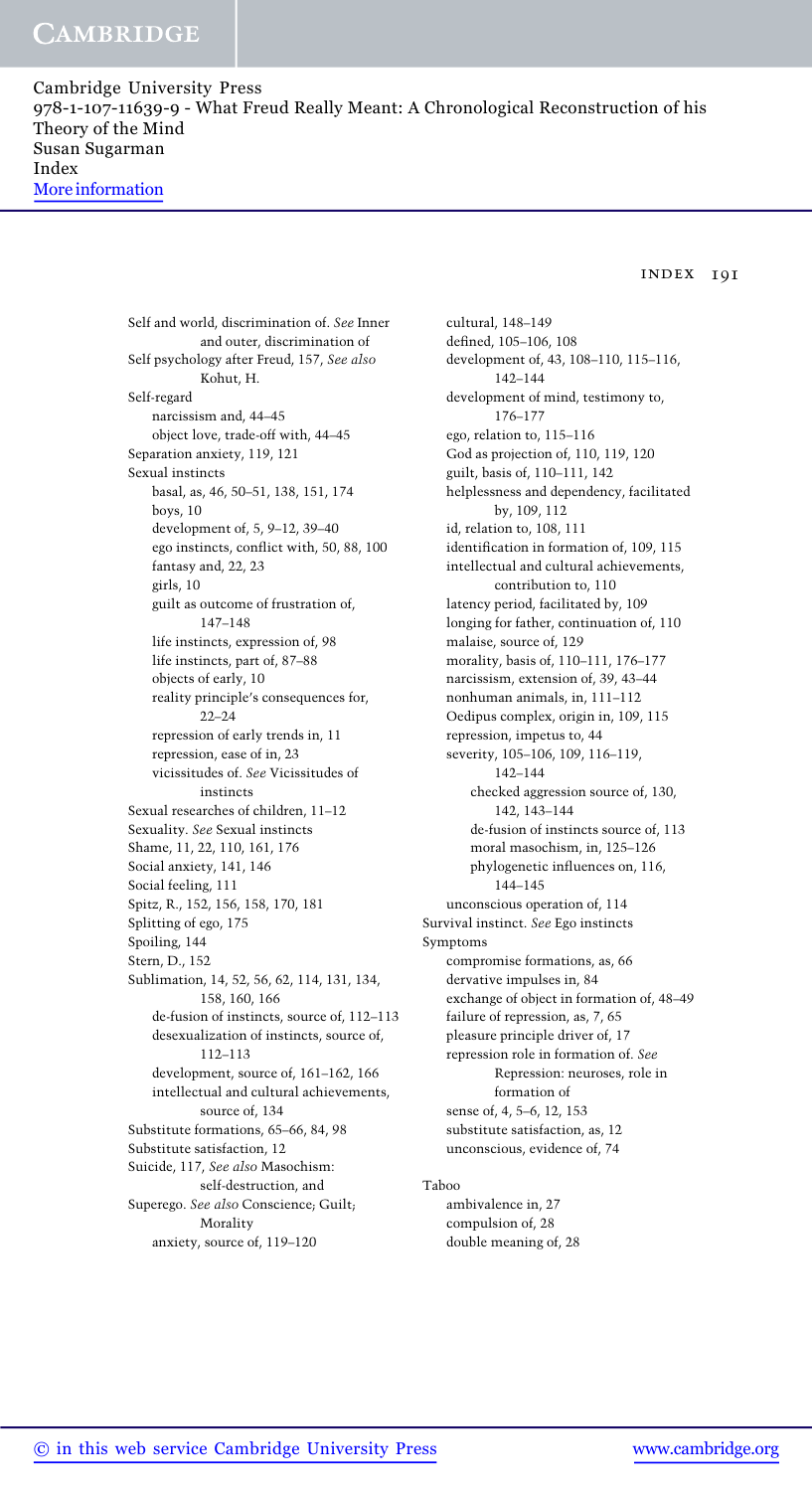Self and world, discrimination of. *See* Inner and outer, discrimination of
Self psychology after Freud, 157, *See also* Kohut, H.
Self-regard
- narcissism and, 44–45
- object love, trade-off with, 44–45

Separation anxiety, 119, 121
Sexual instincts
- basal, as, 46, 50–51, 138, 151, 174
- boys, 10
- development of, 5, 9–12, 39–40
- ego instincts, conflict with, 50, 88, 100
- fantasy and, 22, 23
- girls, 10
- guilt as outcome of frustration of, 147–148
- life instincts, expression of, 98
- life instincts, part of, 87–88
- objects of early, 10
- reality principle's consequences for, 22–24
- repression of early trends in, 11
- repression, ease of in, 23
- vicissitudes of. *See* Vicissitudes of instincts

Sexual researches of children, 11–12
Sexuality. *See* Sexual instincts
Shame, 11, 22, 110, 161, 176
Social anxiety, 141, 146
Social feeling, 111
Spitz, R., 152, 156, 158, 170, 181
Splitting of ego, 175
Spoiling, 144
Stern, D., 152
Sublimation, 14, 52, 56, 62, 114, 131, 134, 158, 160, 166
- de-fusion of instincts, source of, 112–113
- desexualization of instincts, source of, 112–113
- development, source of, 161–162, 166
- intellectual and cultural achievements, source of, 134

Substitute formations, 65–66, 84, 98
Substitute satisfaction, 12
Suicide, 117, *See also* Masochism: self-destruction, and
Superego. *See also* Conscience; Guilt; Morality
- anxiety, source of, 119–120
- cultural, 148–149
- defined, 105–106, 108
- development of, 43, 108–110, 115–116, 142–144
- development of mind, testimony to, 176–177
- ego, relation to, 115–116
- God as projection of, 110, 119, 120
- guilt, basis of, 110–111, 142
- helplessness and dependency, facilitated by, 109, 112
- id, relation to, 108, 111
- identification in formation of, 109, 115
- intellectual and cultural achievements, contribution to, 110
- latency period, facilitated by, 109
- longing for father, continuation of, 110
- malaise, source of, 129
- morality, basis of, 110–111, 176–177
- narcissism, extension of, 39, 43–44
- nonhuman animals, in, 111–112
- Oedipus complex, origin in, 109, 115
- repression, impetus to, 44
- severity, 105–106, 109, 116–119, 142–144
  - checked aggression source of, 130, 142, 143–144
  - de-fusion of instincts source of, 113
  - moral masochism, in, 125–126
  - phylogenetic influences on, 116, 144–145
- unconscious operation of, 114

Survival instinct. *See* Ego instincts
Symptoms
- compromise formations, as, 66
- dervative impulses in, 84
- exchange of object in formation of, 48–49
- failure of repression, as, 7, 65
- pleasure principle driver of, 17
- repression role in formation of. *See* Repression: neuroses, role in formation of
- sense of, 4, 5–6, 12, 153
- substitute satisfaction, as, 12
- unconscious, evidence of, 74

Taboo
- ambivalence in, 27
- compulsion of, 28
- double meaning of, 28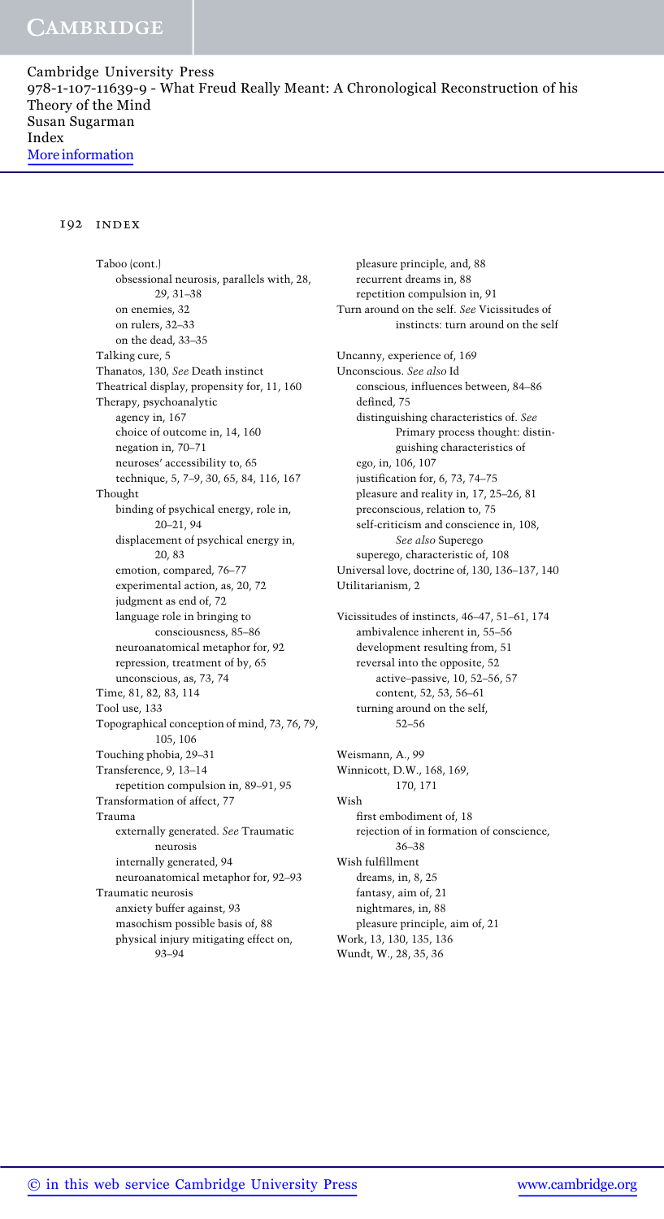Taboo (cont.)
- obsessional neurosis, parallels with, 28, 29, 31–38
- on enemies, 32
- on rulers, 32–33
- on the dead, 33–35

Talking cure, 5

Thanatos, 130, *See* Death instinct

Theatrical display, propensity for, 11, 160

Therapy, psychoanalytic
- agency in, 167
- choice of outcome in, 14, 160
- negation in, 70–71
- neuroses' accessibility to, 65
- technique, 5, 7–9, 30, 65, 84, 116, 167

Thought
- binding of psychical energy, role in, 20–21, 94
- displacement of psychical energy in, 20, 83
- emotion, compared, 76–77
- experimental action, as, 20, 72
- judgment as end of, 72
- language role in bringing to consciousness, 85–86
- neuroanatomical metaphor for, 92
- repression, treatment of by, 65
- unconscious, as, 73, 74

Time, 81, 82, 83, 114

Tool use, 133

Topographical conception of mind, 73, 76, 79, 105, 106

Touching phobia, 29–31

Transference, 9, 13–14
- repetition compulsion in, 89–91, 95

Transformation of affect, 77

Trauma
- externally generated. *See* Traumatic neurosis
- internally generated, 94
- neuroanatomical metaphor for, 92–93

Traumatic neurosis
- anxiety buffer against, 93
- masochism possible basis of, 88
- physical injury mitigating effect on, 93–94
- pleasure principle, and, 88
- recurrent dreams in, 88
- repetition compulsion in, 91

Turn around on the self. *See* Vicissitudes of instincts: turn around on the self

Uncanny, experience of, 169

Unconscious. *See also* Id
- conscious, influences between, 84–86
- defined, 75
- distinguishing characteristics of. *See* Primary process thought: distinguishing characteristics of
- ego, in, 106, 107
- justification for, 6, 73, 74–75
- pleasure and reality in, 17, 25–26, 81
- preconscious, relation to, 75
- self-criticism and conscience in, 108, *See also* Superego
- superego, characteristic of, 108

Universal love, doctrine of, 130, 136–137, 140

Utilitarianism, 2

Vicissitudes of instincts, 46–47, 51–61, 174
- ambivalence inherent in, 55–56
- development resulting from, 51
- reversal into the opposite, 52
  - active–passive, 10, 52–56, 57
  - content, 52, 53, 56–61
- turning around on the self, 52–56

Weismann, A., 99

Winnicott, D.W., 168, 169, 170, 171

Wish
- first embodiment of, 18
- rejection of in formation of conscience, 36–38

Wish fulfillment
- dreams, in, 8, 25
- fantasy, aim of, 21
- nightmares, in, 88
- pleasure principle, aim of, 21

Work, 13, 130, 135, 136

Wundt, W., 28, 35, 36